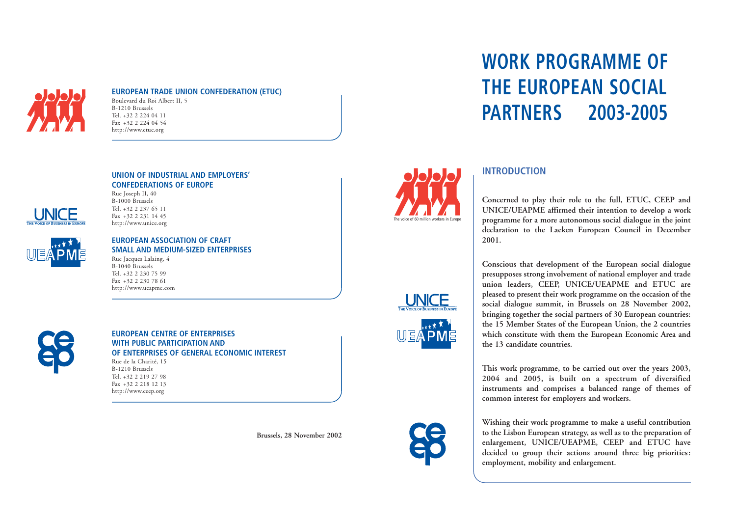# WORK PROGRAMME OF THE EUROPEAN SOCIAL PARTNERS 2003-2005

## INTRODUCTION

**Concerned to play their role to the full, ETUC, CEEP and UNICE/UEAPME affirmed their intention to develop a work programme for a more autonomous social dialogue in the joint declaration to the Laeken European Council in December 2001.**

**Conscious that development of the European social dialogue presupposes strong involvement of national employer and trade union leaders, CEEP, UNICE/UEAPME and ETUC are pleased to present their work programme on the occasion of the social dialogue summit, in Brussels on 28 November 2002, bringing together the social partners of 30 European countries: the 15 Member States of the European Union, the 2 countries which constitute with them the European Economic Area and the 13 candidate countries.**

**This work programme, to be carried out over the years 2003, 2004 and 2005, is built on a spectrum of diversified instruments and comprises a balanced range of themes of common interest for employers and workers.**

**Wishing their work programme to make a useful contribution to the Lisbon European strategy, as well as to the preparation of enlargement, UNICE/UEAPME, CEEP and ETUC have decided to group their actions around three big priorities: employment, mobility and enlargement.**

The voice of 60 million workers in Europe

THE VOICE OF BUSINESS IN EUROPE

### EUROPEAN TRADE UNION CONFEDERATION (ETUC)

Boulevard du Roi Albert II, 5
B-1210 Brussels
Tel. +32 2 224 04 11
Fax +32 2 224 04 54
http://www.etuc.org

### UNION OF INDUSTRIAL AND EMPLOYERS' CONFEDERATIONS OF EUROPE

Rue Joseph II, 40
B-1000 Brussels
Tel. +32 2 237 65 11
Fax +32 2 231 14 45
http://www.unice.org

### EUROPEAN ASSOCIATION OF CRAFT SMALL AND MEDIUM-SIZED ENTERPRISES

Rue Jacques Lalaing, 4
B-1040 Brussels
Tel. +32 2 230 75 99
Fax +32 2 230 78 61
http://www.ueapme.com

### EUROPEAN CENTRE OF ENTERPRISES WITH PUBLIC PARTICIPATION AND OF ENTERPRISES OF GENERAL ECONOMIC INTEREST

Rue de la Charité, 15
B-1210 Brussels
Tel. +32 2 219 27 98
Fax +32 2 218 12 13
http://www.ceep.org

**Brussels, 28 November 2002**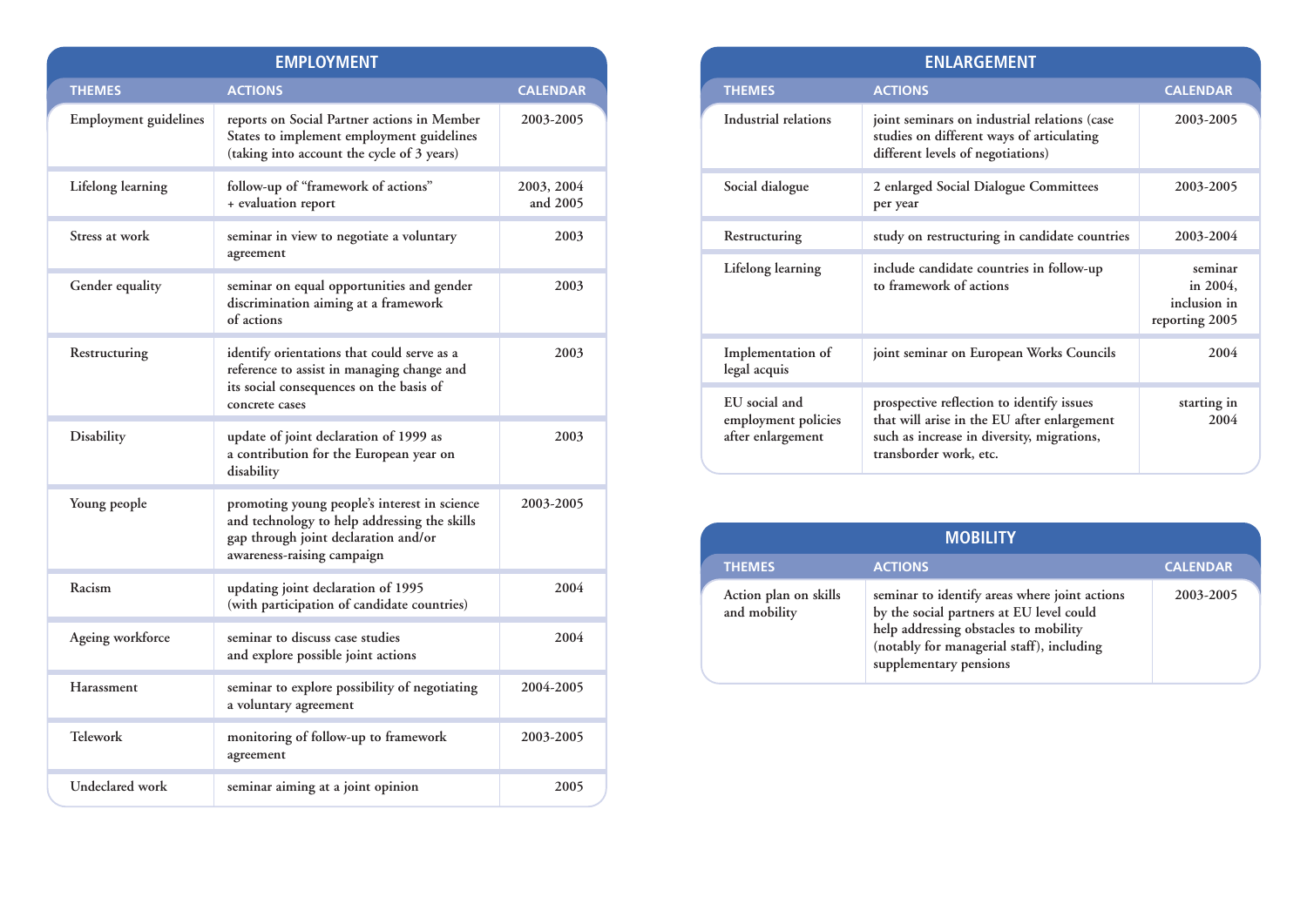## EMPLOYMENT

| THEMES | ACTIONS | CALENDAR |
|---|---|---|
| Employment guidelines | reports on Social Partner actions in Member States to implement employment guidelines (taking into account the cycle of 3 years) | 2003-2005 |
| Lifelong learning | follow-up of “framework of actions” + evaluation report | 2003, 2004 and 2005 |
| Stress at work | seminar in view to negotiate a voluntary agreement | 2003 |
| Gender equality | seminar on equal opportunities and gender discrimination aiming at a framework of actions | 2003 |
| Restructuring | identify orientations that could serve as a reference to assist in managing change and its social consequences on the basis of concrete cases | 2003 |
| Disability | update of joint declaration of 1999 as a contribution for the European year on disability | 2003 |
| Young people | promoting young people’s interest in science and technology to help addressing the skills gap through joint declaration and/or awareness-raising campaign | 2003-2005 |
| Racism | updating joint declaration of 1995 (with participation of candidate countries) | 2004 |
| Ageing workforce | seminar to discuss case studies and explore possible joint actions | 2004 |
| Harassment | seminar to explore possibility of negotiating a voluntary agreement | 2004-2005 |
| Telework | monitoring of follow-up to framework agreement | 2003-2005 |
| Undeclared work | seminar aiming at a joint opinion | 2005 |

## ENLARGEMENT

| THEMES | ACTIONS | CALENDAR |
|---|---|---|
| Industrial relations | joint seminars on industrial relations (case studies on different ways of articulating different levels of negotiations) | 2003-2005 |
| Social dialogue | 2 enlarged Social Dialogue Committees per year | 2003-2005 |
| Restructuring | study on restructuring in candidate countries | 2003-2004 |
| Lifelong learning | include candidate countries in follow-up to framework of actions | seminar in 2004, inclusion in reporting 2005 |
| Implementation of legal acquis | joint seminar on European Works Councils | 2004 |
| EU social and employment policies after enlargement | prospective reflection to identify issues that will arise in the EU after enlargement such as increase in diversity, migrations, transborder work, etc. | starting in 2004 |

## MOBILITY

| THEMES | ACTIONS | CALENDAR |
|---|---|---|
| Action plan on skills and mobility | seminar to identify areas where joint actions by the social partners at EU level could help addressing obstacles to mobility (notably for managerial staff), including supplementary pensions | 2003-2005 |